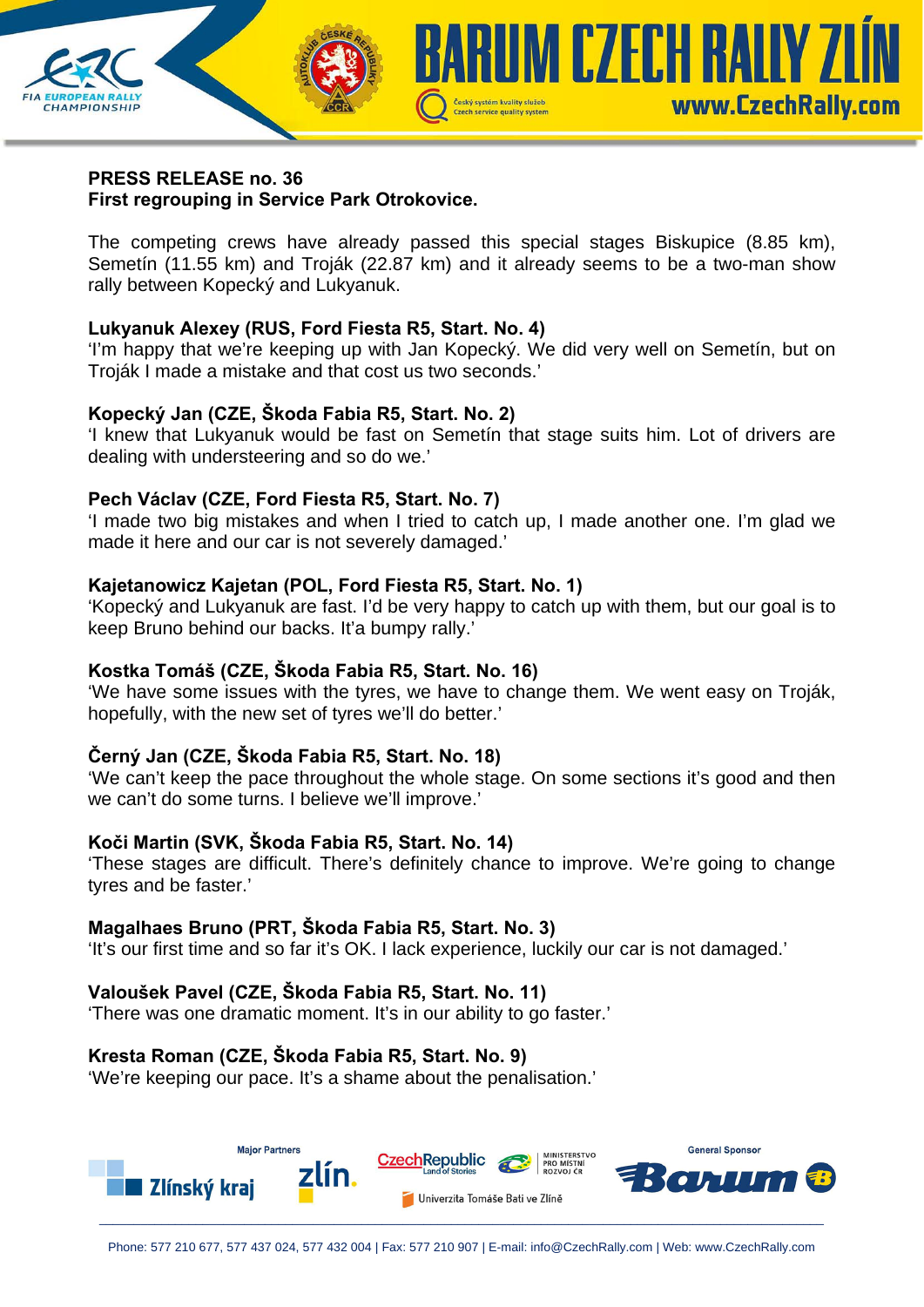**PRESS RELEASE no. 36**
**First regrouping in Service Park Otrokovice.**

The competing crews have already passed this special stages Biskupice (8.85 km), Semetín (11.55 km) and Troják (22.87 km) and it already seems to be a two-man show rally between Kopecký and Lukyanuk.

**Lukyanuk Alexey (RUS, Ford Fiesta R5, Start. No. 4)**
'I'm happy that we're keeping up with Jan Kopecký. We did very well on Semetín, but on Troják I made a mistake and that cost us two seconds.'

**Kopecký Jan (CZE, Škoda Fabia R5, Start. No. 2)**
'I knew that Lukyanuk would be fast on Semetín that stage suits him. Lot of drivers are dealing with understeering and so do we.'

**Pech Václav (CZE, Ford Fiesta R5, Start. No. 7)**
'I made two big mistakes and when I tried to catch up, I made another one. I'm glad we made it here and our car is not severely damaged.'

**Kajetanowicz Kajetan (POL, Ford Fiesta R5, Start. No. 1)**
'Kopecký and Lukyanuk are fast. I'd be very happy to catch up with them, but our goal is to keep Bruno behind our backs. It's a bumpy rally.'

**Kostka Tomáš (CZE, Škoda Fabia R5, Start. No. 16)**
'We have some issues with the tyres, we have to change them. We went easy on Troják, hopefully, with the new set of tyres we'll do better.'

**Černý Jan (CZE, Škoda Fabia R5, Start. No. 18)**
'We can't keep the pace throughout the whole stage. On some sections it's good and then we can't do some turns. I believe we'll improve.'

**Koči Martin (SVK, Škoda Fabia R5, Start. No. 14)**
'These stages are difficult. There's definitely chance to improve. We're going to change tyres and be faster.'

**Magalhaes Bruno (PRT, Škoda Fabia R5, Start. No. 3)**
'It's our first time and so far it's OK. I lack experience, luckily our car is not damaged.'

**Valoušek Pavel (CZE, Škoda Fabia R5, Start. No. 11)**
'There was one dramatic moment. It's in our ability to go faster.'

**Kresta Roman (CZE, Škoda Fabia R5, Start. No. 9)**
'We're keeping our pace. It's a shame about the penalisation.'

Phone: 577 210 677, 577 437 024, 577 432 004 | Fax: 577 210 907 | E-mail: info@CzechRally.com | Web: www.CzechRally.com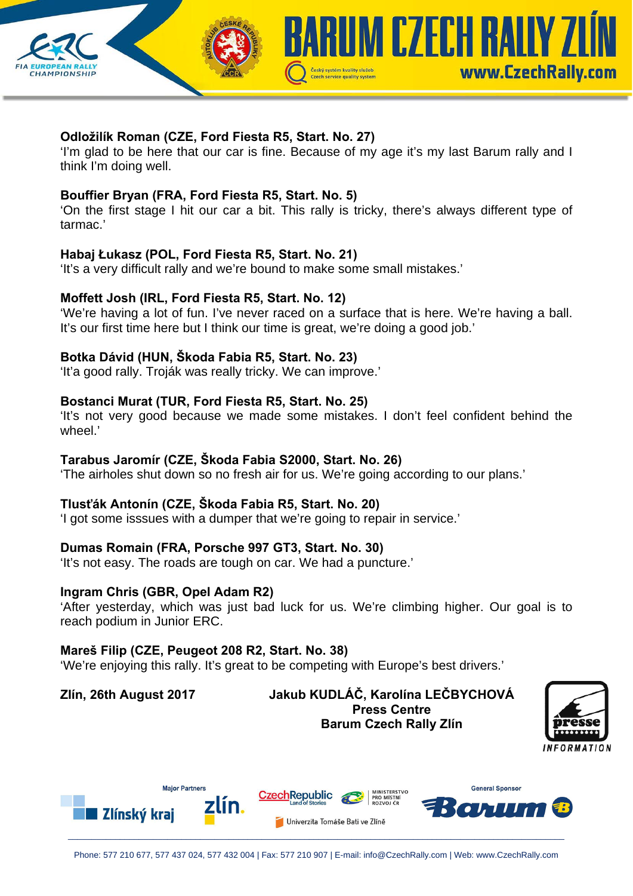**Odložilík Roman (CZE, Ford Fiesta R5, Start. No. 27)**
'I'm glad to be here that our car is fine. Because of my age it's my last Barum rally and I think I'm doing well.

**Bouffier Bryan (FRA, Ford Fiesta R5, Start. No. 5)**
'On the first stage I hit our car a bit. This rally is tricky, there's always different type of tarmac.'

**Habaj Łukasz (POL, Ford Fiesta R5, Start. No. 21)**
'It's a very difficult rally and we're bound to make some small mistakes.'

**Moffett Josh (IRL, Ford Fiesta R5, Start. No. 12)**
'We're having a lot of fun. I've never raced on a surface that is here. We're having a ball. It's our first time here but I think our time is great, we're doing a good job.'

**Botka Dávid (HUN, Škoda Fabia R5, Start. No. 23)**
'It'a good rally. Troják was really tricky. We can improve.'

**Bostanci Murat (TUR, Ford Fiesta R5, Start. No. 25)**
'It's not very good because we made some mistakes. I don't feel confident behind the wheel.'

**Tarabus Jaromír (CZE, Škoda Fabia S2000, Start. No. 26)**
'The airholes shut down so no fresh air for us. We're going according to our plans.'

**Tlusťák Antonín (CZE, Škoda Fabia R5, Start. No. 20)**
'I got some isssues with a dumper that we're going to repair in service.'

**Dumas Romain (FRA, Porsche 997 GT3, Start. No. 30)**
'It's not easy. The roads are tough on car. We had a puncture.'

**Ingram Chris (GBR, Opel Adam R2)**
'After yesterday, which was just bad luck for us. We're climbing higher. Our goal is to reach podium in Junior ERC.

**Mareš Filip (CZE, Peugeot 208 R2, Start. No. 38)**
'We're enjoying this rally. It's great to be competing with Europe's best drivers.'

**Zlín, 26th August 2017**

**Jakub KUDLÁČ, Karolína LEČBYCHOVÁ**
**Press Centre**
**Barum Czech Rally Zlín**

Phone: 577 210 677, 577 437 024, 577 432 004 | Fax: 577 210 907 | E-mail: info@CzechRally.com | Web: www.CzechRally.com